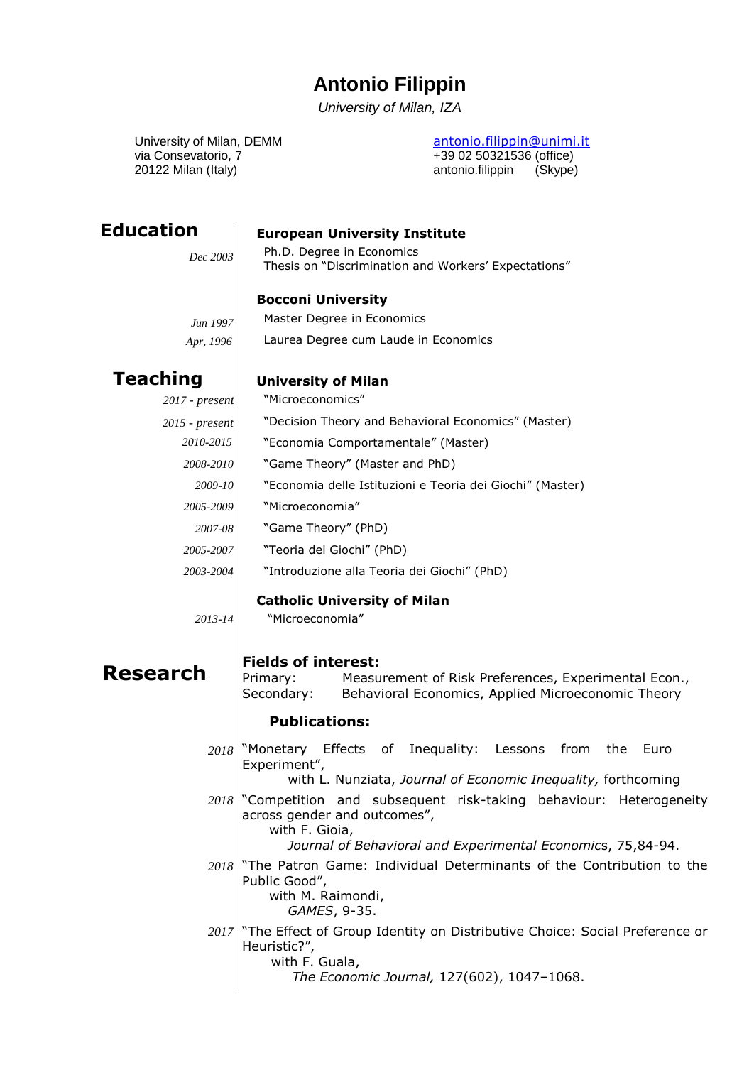# Antonio Filippin

*University of Milan, IZA*

University of Milan, DEMM
via Consevatorio, 7
20122 Milan (Italy)

antonio.filippin@unimi.it
+39 02 50321536 (office)
antonio.filippin (Skype)

## Education

**European University Institute**

*Dec 2003* — Ph.D. Degree in Economics
Thesis on "Discrimination and Workers' Expectations"

**Bocconi University**

*Jun 1997* — Master Degree in Economics

*Apr, 1996* — Laurea Degree cum Laude in Economics

## Teaching

**University of Milan**

*2017 - present* — "Microeconomics"

*2015 - present* — "Decision Theory and Behavioral Economics" (Master)

*2010-2015* — "Economia Comportamentale" (Master)

*2008-2010* — "Game Theory" (Master and PhD)

*2009-10* — "Economia delle Istituzioni e Teoria dei Giochi" (Master)

*2005-2009* — "Microeconomia"

*2007-08* — "Game Theory" (PhD)

*2005-2007* — "Teoria dei Giochi" (PhD)

*2003-2004* — "Introduzione alla Teoria dei Giochi" (PhD)

**Catholic University of Milan**

*2013-14* — "Microeconomia"

## Research

**Fields of interest:**

Primary: Measurement of Risk Preferences, Experimental Econ.,
Secondary: Behavioral Economics, Applied Microeconomic Theory

**Publications:**

*2018* — "Monetary Effects of Inequality: Lessons from the Euro Experiment",
with L. Nunziata, *Journal of Economic Inequality,* forthcoming

*2018* — "Competition and subsequent risk-taking behaviour: Heterogeneity across gender and outcomes",
with F. Gioia,
*Journal of Behavioral and Experimental Economics*, 75,84-94.

*2018* — "The Patron Game: Individual Determinants of the Contribution to the Public Good",
with M. Raimondi,
*GAMES*, 9-35.

*2017* — "The Effect of Group Identity on Distributive Choice: Social Preference or Heuristic?",
with F. Guala,
*The Economic Journal,* 127(602), 1047–1068.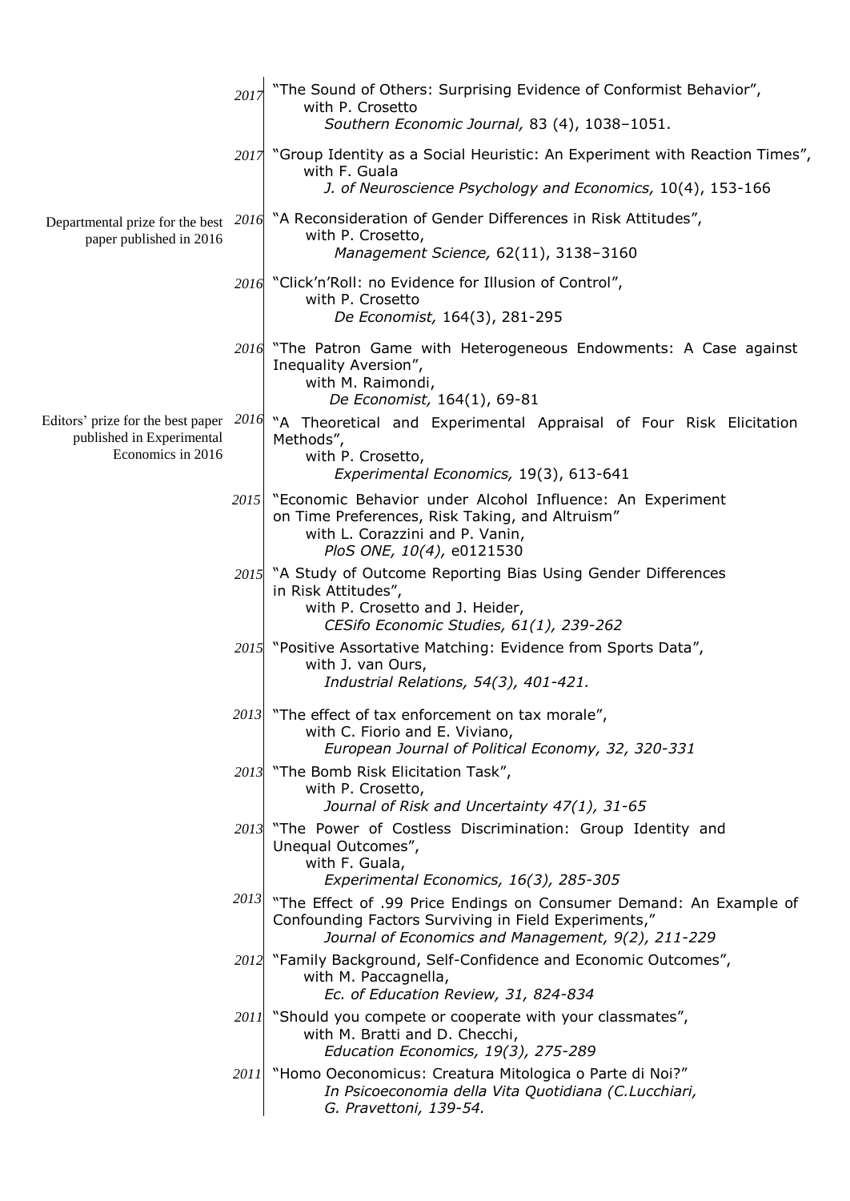2017 "The Sound of Others: Surprising Evidence of Conformist Behavior",
with P. Crosetto
*Southern Economic Journal,* 83 (4), 1038–1051.

2017 "Group Identity as a Social Heuristic: An Experiment with Reaction Times",
with F. Guala
*J. of Neuroscience Psychology and Economics,* 10(4), 153-166

2016 "A Reconsideration of Gender Differences in Risk Attitudes",
with P. Crosetto,
*Management Science,* 62(11), 3138–3160

Departmental prize for the best paper published in 2016

2016 "Click'n'Roll: no Evidence for Illusion of Control",
with P. Crosetto
*De Economist,* 164(3), 281-295

2016 "The Patron Game with Heterogeneous Endowments: A Case against Inequality Aversion",
with M. Raimondi,
*De Economist,* 164(1), 69-81

2016 "A Theoretical and Experimental Appraisal of Four Risk Elicitation Methods",
with P. Crosetto,
*Experimental Economics,* 19(3), 613-641

Editors' prize for the best paper published in Experimental Economics in 2016

2015 "Economic Behavior under Alcohol Influence: An Experiment on Time Preferences, Risk Taking, and Altruism"
with L. Corazzini and P. Vanin,
*PloS ONE, 10(4),* e0121530

2015 "A Study of Outcome Reporting Bias Using Gender Differences in Risk Attitudes",
with P. Crosetto and J. Heider,
*CESifo Economic Studies, 61(1), 239-262*

2015 "Positive Assortative Matching: Evidence from Sports Data",
with J. van Ours,
*Industrial Relations, 54(3), 401-421.*

2013 "The effect of tax enforcement on tax morale",
with C. Fiorio and E. Viviano,
*European Journal of Political Economy, 32, 320-331*

2013 "The Bomb Risk Elicitation Task",
with P. Crosetto,
*Journal of Risk and Uncertainty 47(1), 31-65*

2013 "The Power of Costless Discrimination: Group Identity and Unequal Outcomes",
with F. Guala,
*Experimental Economics, 16(3), 285-305*

2013 "The Effect of .99 Price Endings on Consumer Demand: An Example of Confounding Factors Surviving in Field Experiments,"
*Journal of Economics and Management, 9(2), 211-229*

2012 "Family Background, Self-Confidence and Economic Outcomes",
with M. Paccagnella,
*Ec. of Education Review, 31, 824-834*

2011 "Should you compete or cooperate with your classmates",
with M. Bratti and D. Checchi,
*Education Economics, 19(3), 275-289*

2011 "Homo Oeconomicus: Creatura Mitologica o Parte di Noi?"
*In Psicoeconomia della Vita Quotidiana (C.Lucchiari, G. Pravettoni, 139-54.*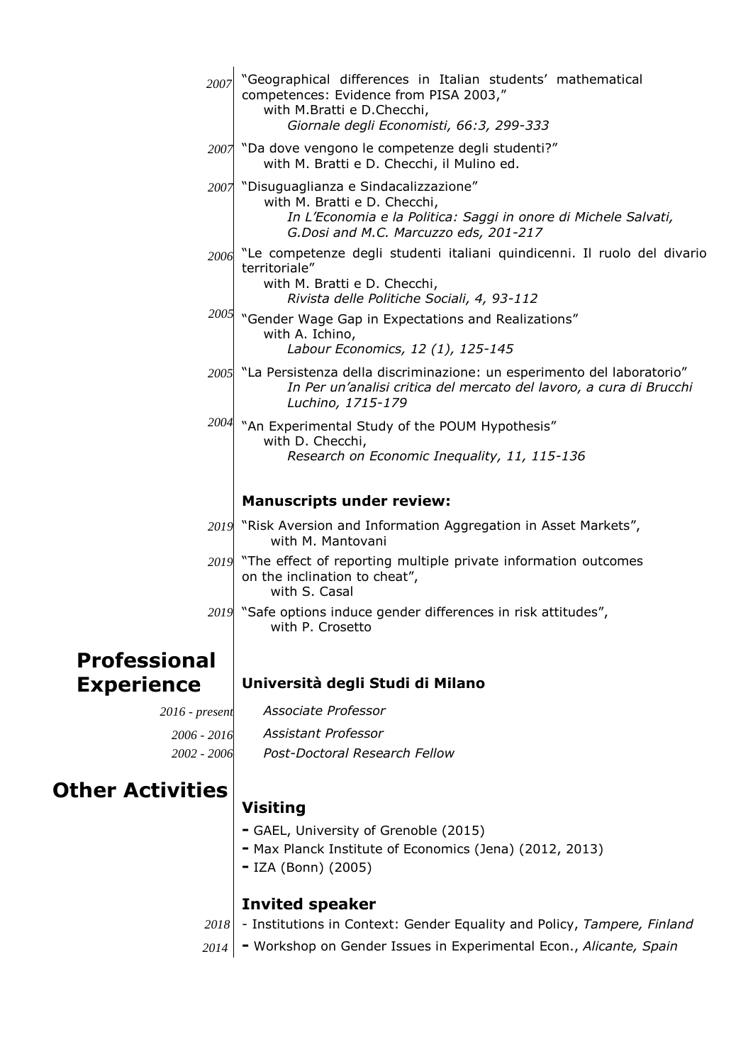2007 "Geographical differences in Italian students' mathematical competences: Evidence from PISA 2003,"
with M.Bratti e D.Checchi,
*Giornale degli Economisti, 66:3, 299-333*

2007 "Da dove vengono le competenze degli studenti?"
with M. Bratti e D. Checchi, il Mulino ed.

2007 "Disuguaglianza e Sindacalizzazione"
with M. Bratti e D. Checchi,
*In L'Economia e la Politica: Saggi in onore di Michele Salvati, G.Dosi and M.C. Marcuzzo eds, 201-217*

2006 "Le competenze degli studenti italiani quindicenni. Il ruolo del divario territoriale"
with M. Bratti e D. Checchi,
*Rivista delle Politiche Sociali, 4, 93-112*

2005 "Gender Wage Gap in Expectations and Realizations"
with A. Ichino,
*Labour Economics, 12 (1), 125-145*

2005 "La Persistenza della discriminazione: un esperimento del laboratorio"
*In Per un'analisi critica del mercato del lavoro, a cura di Brucchi Luchino, 1715-179*

2004 "An Experimental Study of the POUM Hypothesis"
with D. Checchi,
*Research on Economic Inequality, 11, 115-136*

**Manuscripts under review:**

2019 "Risk Aversion and Information Aggregation in Asset Markets",
with M. Mantovani

2019 "The effect of reporting multiple private information outcomes on the inclination to cheat",
with S. Casal

2019 "Safe options induce gender differences in risk attitudes",
with P. Crosetto

## Professional Experience

**Università degli Studi di Milano**

2016 - present *Associate Professor*

2006 - 2016 *Assistant Professor*

2002 - 2006 *Post-Doctoral Research Fellow*

## Other Activities

### Visiting

- GAEL, University of Grenoble (2015)
- Max Planck Institute of Economics (Jena) (2012, 2013)
- IZA (Bonn) (2005)

### Invited speaker

2018 - Institutions in Context: Gender Equality and Policy, *Tampere, Finland*

2014 - Workshop on Gender Issues in Experimental Econ., *Alicante, Spain*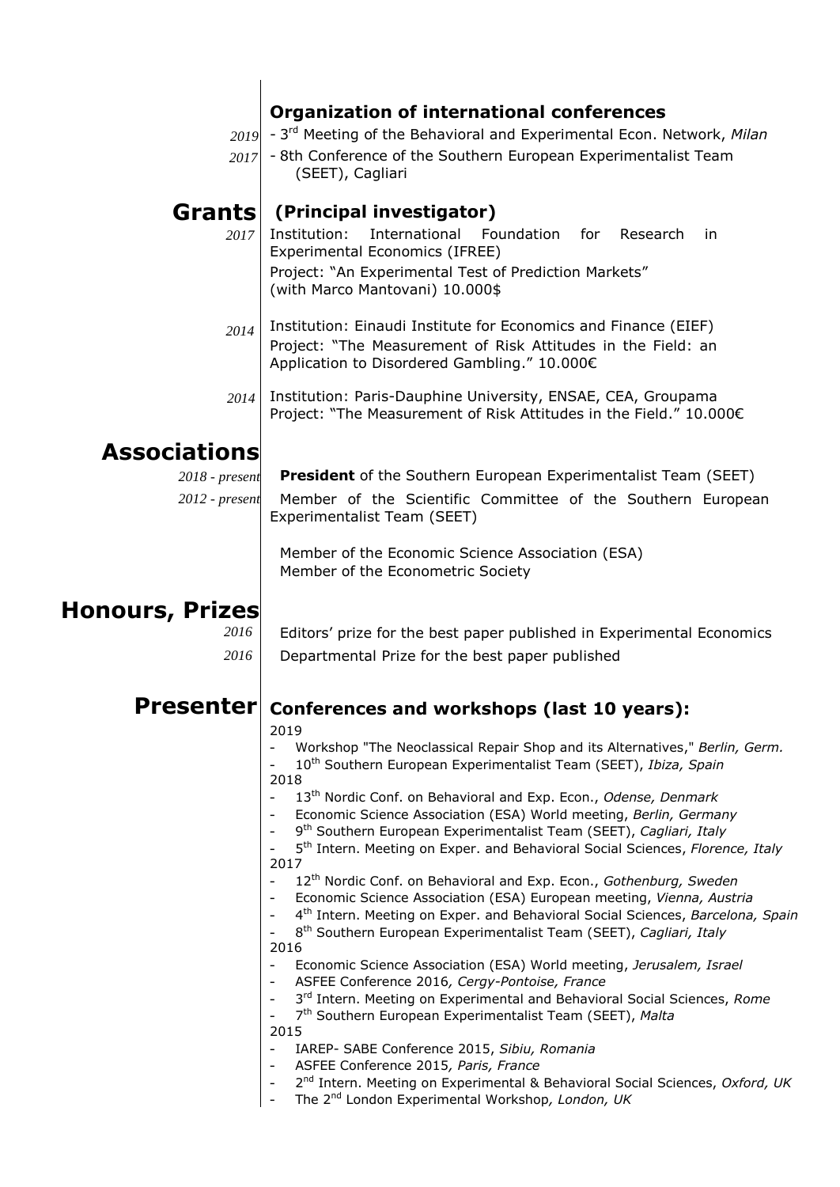### Organization of international conferences

2019 - 3rd Meeting of the Behavioral and Experimental Econ. Network, *Milan*

2017 - 8th Conference of the Southern European Experimentalist Team (SEET), Cagliari

## Grants

### (Principal investigator)

2017 Institution: International Foundation for Research in Experimental Economics (IFREE)
Project: "An Experimental Test of Prediction Markets" (with Marco Mantovani) 10.000$

2014 Institution: Einaudi Institute for Economics and Finance (EIEF)
Project: "The Measurement of Risk Attitudes in the Field: an Application to Disordered Gambling." 10.000€

2014 Institution: Paris-Dauphine University, ENSAE, CEA, Groupama
Project: "The Measurement of Risk Attitudes in the Field." 10.000€

## Associations

*2018 - present* **President** of the Southern European Experimentalist Team (SEET)

*2012 - present* Member of the Scientific Committee of the Southern European Experimentalist Team (SEET)

Member of the Economic Science Association (ESA)
Member of the Econometric Society

## Honours, Prizes

2016 Editors' prize for the best paper published in Experimental Economics

2016 Departmental Prize for the best paper published

## Presenter

### Conferences and workshops (last 10 years):

2019
- Workshop "The Neoclassical Repair Shop and its Alternatives," *Berlin, Germ.*
- 10th Southern European Experimentalist Team (SEET), *Ibiza, Spain*

2018
- 13th Nordic Conf. on Behavioral and Exp. Econ., *Odense, Denmark*
- Economic Science Association (ESA) World meeting, *Berlin, Germany*
- 9th Southern European Experimentalist Team (SEET), *Cagliari, Italy*
- 5th Intern. Meeting on Exper. and Behavioral Social Sciences, *Florence, Italy*

2017
- 12th Nordic Conf. on Behavioral and Exp. Econ., *Gothenburg, Sweden*
- Economic Science Association (ESA) European meeting, *Vienna, Austria*
- 4th Intern. Meeting on Exper. and Behavioral Social Sciences, *Barcelona, Spain*
- 8th Southern European Experimentalist Team (SEET), *Cagliari, Italy*

2016
- Economic Science Association (ESA) World meeting, *Jerusalem, Israel*
- ASFEE Conference 2016, *Cergy-Pontoise, France*
- 3rd Intern. Meeting on Experimental and Behavioral Social Sciences, *Rome*
- 7th Southern European Experimentalist Team (SEET), *Malta*

2015
- IAREP- SABE Conference 2015, *Sibiu, Romania*
- ASFEE Conference 2015, *Paris, France*
- 2nd Intern. Meeting on Experimental & Behavioral Social Sciences, *Oxford, UK*
- The 2nd London Experimental Workshop, *London, UK*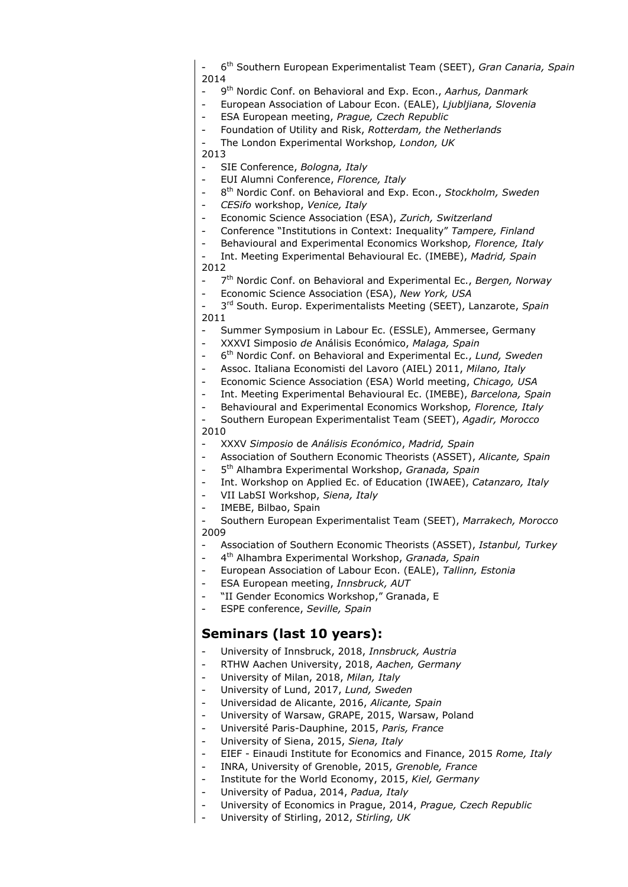- 6th Southern European Experimentalist Team (SEET), *Gran Canaria, Spain*

2014

- 9th Nordic Conf. on Behavioral and Exp. Econ., *Aarhus, Danmark*
- European Association of Labour Econ. (EALE), *Ljubljiana, Slovenia*
- ESA European meeting, *Prague, Czech Republic*
- Foundation of Utility and Risk, *Rotterdam, the Netherlands*
- The London Experimental Workshop*, London, UK*

2013

- SIE Conference, *Bologna, Italy*
- EUI Alumni Conference, *Florence, Italy*
- 8th Nordic Conf. on Behavioral and Exp. Econ., *Stockholm, Sweden*
- *CESifo* workshop, *Venice, Italy*
- Economic Science Association (ESA), *Zurich, Switzerland*
- Conference "Institutions in Context: Inequality" *Tampere, Finland*
- Behavioural and Experimental Economics Workshop*, Florence, Italy*
- Int. Meeting Experimental Behavioural Ec. (IMEBE), *Madrid, Spain*

2012

- 7th Nordic Conf. on Behavioral and Experimental Ec., *Bergen, Norway*
- Economic Science Association (ESA), *New York, USA*
- 3rd South. Europ. Experimentalists Meeting (SEET), Lanzarote, *Spain*

2011

- Summer Symposium in Labour Ec. (ESSLE), Ammersee, Germany
- XXXVI Simposio *de* Análisis Económico, *Malaga, Spain*
- 6th Nordic Conf. on Behavioral and Experimental Ec., *Lund, Sweden*
- Assoc. Italiana Economisti del Lavoro (AIEL) 2011, *Milano, Italy*
- Economic Science Association (ESA) World meeting, *Chicago, USA*
- Int. Meeting Experimental Behavioural Ec. (IMEBE), *Barcelona, Spain*
- Behavioural and Experimental Economics Workshop*, Florence, Italy*
- Southern European Experimentalist Team (SEET), *Agadir, Morocco*

2010

- XXXV *Simposio* de *Análisis Económico*, *Madrid, Spain*
- Association of Southern Economic Theorists (ASSET), *Alicante, Spain*
- 5th Alhambra Experimental Workshop, *Granada, Spain*
- Int. Workshop on Applied Ec. of Education (IWAEE), *Catanzaro, Italy*
- VII LabSI Workshop, *Siena, Italy*
- IMEBE, Bilbao, Spain
- Southern European Experimentalist Team (SEET), *Marrakech, Morocco*

2009

- Association of Southern Economic Theorists (ASSET), *Istanbul, Turkey*
- 4th Alhambra Experimental Workshop, *Granada, Spain*
- European Association of Labour Econ. (EALE), *Tallinn, Estonia*
- ESA European meeting, *Innsbruck, AUT*
- "II Gender Economics Workshop," Granada, E
- ESPE conference, *Seville, Spain*

## Seminars (last 10 years):

- University of Innsbruck, 2018, *Innsbruck, Austria*
- RTHW Aachen University, 2018, *Aachen, Germany*
- University of Milan, 2018, *Milan, Italy*
- University of Lund, 2017, *Lund, Sweden*
- Universidad de Alicante, 2016, *Alicante, Spain*
- University of Warsaw, GRAPE, 2015, Warsaw, Poland
- Université Paris-Dauphine, 2015, *Paris, France*
- University of Siena, 2015, *Siena, Italy*
- EIEF - Einaudi Institute for Economics and Finance, 2015 *Rome, Italy*
- INRA, University of Grenoble, 2015, *Grenoble, France*
- Institute for the World Economy, 2015, *Kiel, Germany*
- University of Padua, 2014, *Padua, Italy*
- University of Economics in Prague, 2014, *Prague, Czech Republic*
- University of Stirling, 2012, *Stirling, UK*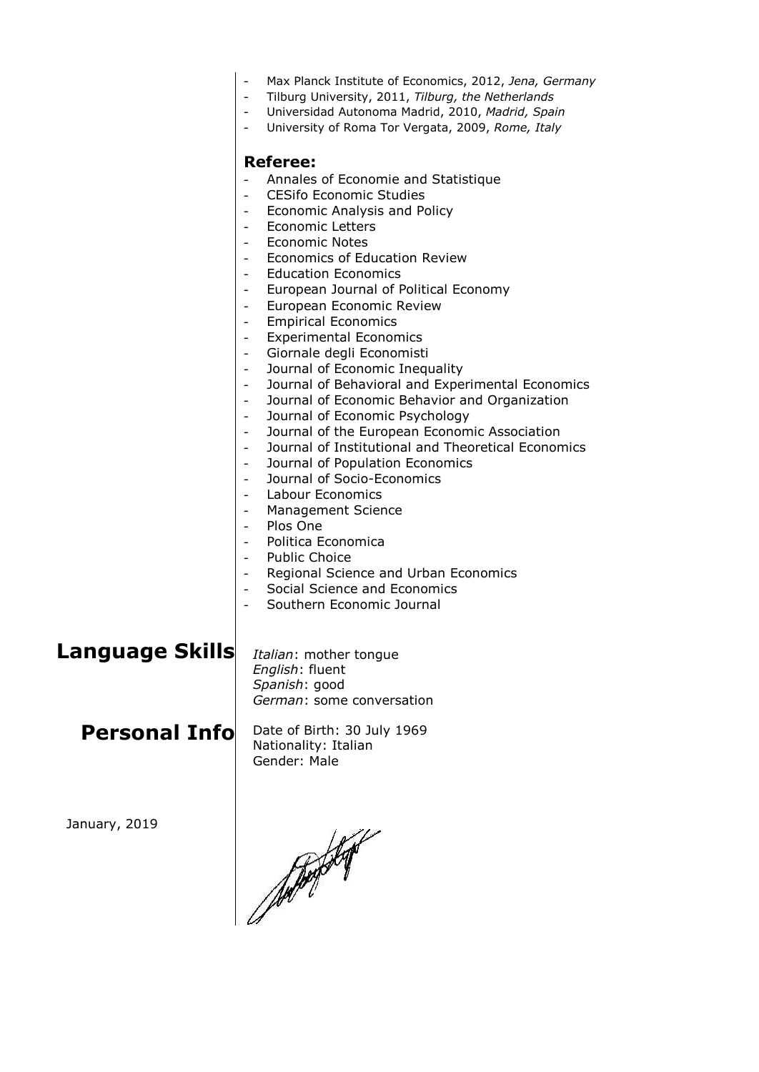- Max Planck Institute of Economics, 2012, *Jena, Germany*
- Tilburg University, 2011, *Tilburg, the Netherlands*
- Universidad Autonoma Madrid, 2010, *Madrid, Spain*
- University of Roma Tor Vergata, 2009, *Rome, Italy*

**Referee:**

- Annales of Economie and Statistique
- CESifo Economic Studies
- Economic Analysis and Policy
- Economic Letters
- Economic Notes
- Economics of Education Review
- Education Economics
- European Journal of Political Economy
- European Economic Review
- Empirical Economics
- Experimental Economics
- Giornale degli Economisti
- Journal of Economic Inequality
- Journal of Behavioral and Experimental Economics
- Journal of Economic Behavior and Organization
- Journal of Economic Psychology
- Journal of the European Economic Association
- Journal of Institutional and Theoretical Economics
- Journal of Population Economics
- Journal of Socio-Economics
- Labour Economics
- Management Science
- Plos One
- Politica Economica
- Public Choice
- Regional Science and Urban Economics
- Social Science and Economics
- Southern Economic Journal

## Language Skills

*Italian*: mother tongue
*English*: fluent
*Spanish*: good
*German*: some conversation

## Personal Info

Date of Birth: 30 July 1969
Nationality: Italian
Gender: Male

January, 2019